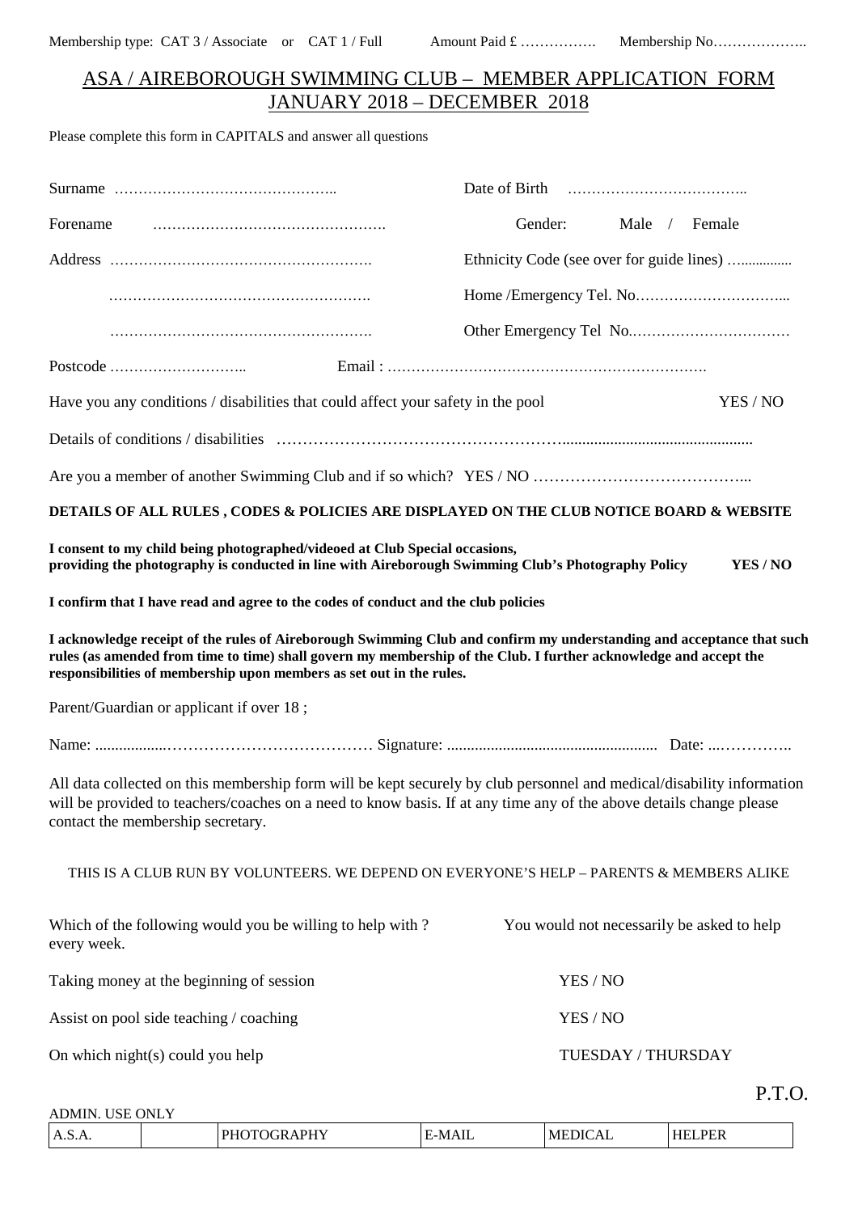Membership type: CAT 3 / Associate or CAT 1 / Full Amount Paid £ ……………. Membership No………………..

## ASA / AIREBOROUGH SWIMMING CLUB – MEMBER APPLICATION FORM JANUARY 2018 – DECEMBER 2018

Please complete this form in CAPITALS and answer all questions

Surname ………………………………………..

Date of Birth ………………………………..

Forename ………………………………………….

Gender: Male / Female

Address ……………………………………………….

Ethnicity Code (see over for guide lines) …..............

……………………………………………….

Home /Emergency Tel. No…………………………...

……………………………………………….

Other Emergency Tel No.……………………………

Postcode ……………………….. Email : ………………………………………………………….

Have you any conditions / disabilities that could affect your safety in the pool YES / NO

Details of conditions / disabilities ……………………………………………..............................................

Are you a member of another Swimming Club and if so which? YES / NO …………………………………...

**DETAILS OF ALL RULES , CODES & POLICIES ARE DISPLAYED ON THE CLUB NOTICE BOARD & WEBSITE**

**I consent to my child being photographed/videoed at Club Special occasions, providing the photography is conducted in line with Aireborough Swimming Club's Photography Policy YES / NO**

**I confirm that I have read and agree to the codes of conduct and the club policies**

**I acknowledge receipt of the rules of Aireborough Swimming Club and confirm my understanding and acceptance that such rules (as amended from time to time) shall govern my membership of the Club. I further acknowledge and accept the responsibilities of membership upon members as set out in the rules.**

Parent/Guardian or applicant if over 18 ;

Name: ..................………………………………… Signature: .................................................... Date: ...…………..

All data collected on this membership form will be kept securely by club personnel and medical/disability information will be provided to teachers/coaches on a need to know basis. If at any time any of the above details change please contact the membership secretary.

THIS IS A CLUB RUN BY VOLUNTEERS. WE DEPEND ON EVERYONE'S HELP – PARENTS & MEMBERS ALIKE

Which of the following would you be willing to help with ? You would not necessarily be asked to help every week.

Taking money at the beginning of session YES / NO

Assist on pool side teaching / coaching YES / NO

On which night(s) could you help TUESDAY / THURSDAY

P.T.O.

ADMIN. USE ONLY

| A.S.A. | | PHOTOGRAPHY | E-MAIL | MEDICAL | HELPER |
|---|---|---|---|---|---|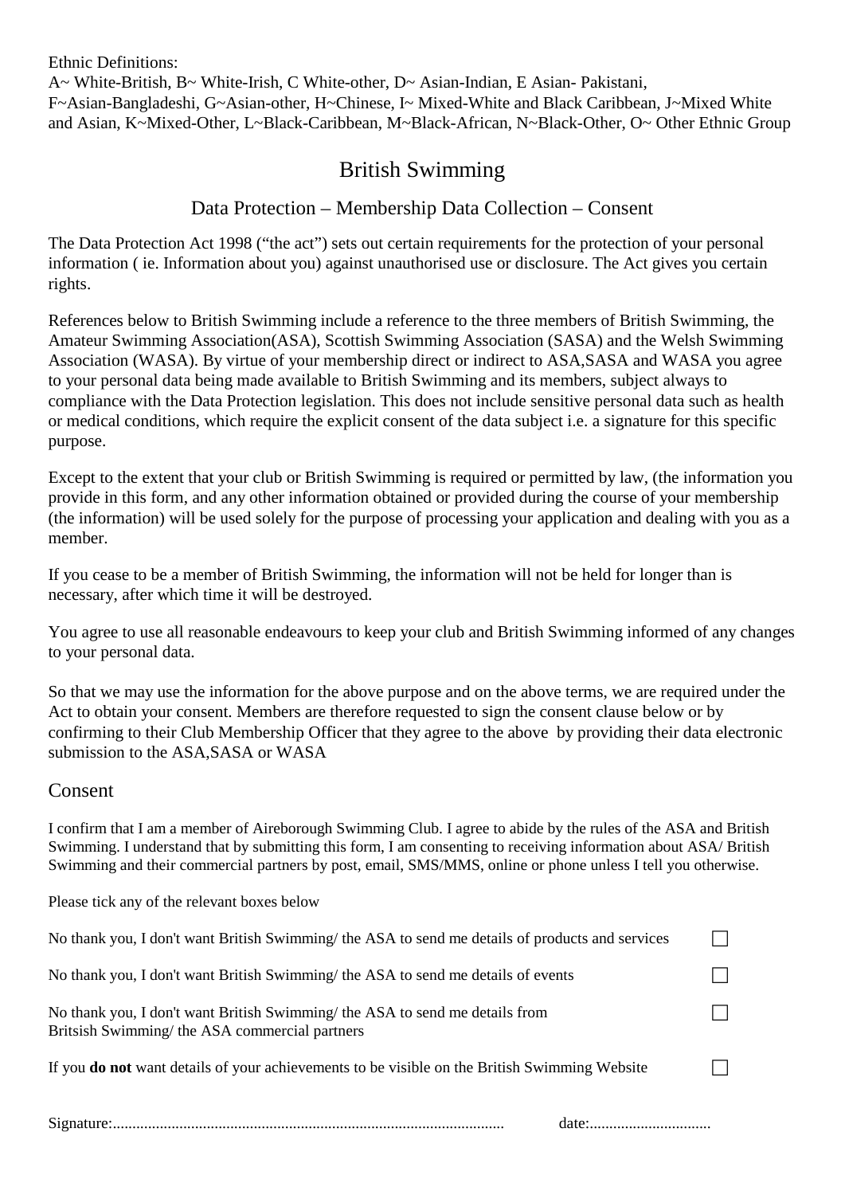Ethnic Definitions:
A~ White-British, B~ White-Irish, C White-other, D~ Asian-Indian, E Asian- Pakistani, F~Asian-Bangladeshi, G~Asian-other, H~Chinese, I~ Mixed-White and Black Caribbean, J~Mixed White and Asian, K~Mixed-Other, L~Black-Caribbean, M~Black-African, N~Black-Other, O~ Other Ethnic Group

# British Swimming

## Data Protection – Membership Data Collection – Consent

The Data Protection Act 1998 ("the act") sets out certain requirements for the protection of your personal information ( ie. Information about you) against unauthorised use or disclosure. The Act gives you certain rights.

References below to British Swimming include a reference to the three members of British Swimming, the Amateur Swimming Association(ASA), Scottish Swimming Association (SASA) and the Welsh Swimming Association (WASA). By virtue of your membership direct or indirect to ASA,SASA and WASA you agree to your personal data being made available to British Swimming and its members, subject always to compliance with the Data Protection legislation. This does not include sensitive personal data such as health or medical conditions, which require the explicit consent of the data subject i.e. a signature for this specific purpose.

Except to the extent that your club or British Swimming is required or permitted by law, (the information you provide in this form, and any other information obtained or provided during the course of your membership (the information) will be used solely for the purpose of processing your application and dealing with you as a member.

If you cease to be a member of British Swimming, the information will not be held for longer than is necessary, after which time it will be destroyed.

You agree to use all reasonable endeavours to keep your club and British Swimming informed of any changes to your personal data.

So that we may use the information for the above purpose and on the above terms, we are required under the Act to obtain your consent. Members are therefore requested to sign the consent clause below or by confirming to their Club Membership Officer that they agree to the above by providing their data electronic submission to the ASA,SASA or WASA

## Consent

I confirm that I am a member of Aireborough Swimming Club. I agree to abide by the rules of the ASA and British Swimming. I understand that by submitting this form, I am consenting to receiving information about ASA/ British Swimming and their commercial partners by post, email, SMS/MMS, online or phone unless I tell you otherwise.

Please tick any of the relevant boxes below

No thank you, I don't want British Swimming/ the ASA to send me details of products and services ☐

No thank you, I don't want British Swimming/ the ASA to send me details of events ☐

No thank you, I don't want British Swimming/ the ASA to send me details from Britsish Swimming/ the ASA commercial partners ☐

If you **do not** want details of your achievements to be visible on the British Swimming Website ☐

Signature:.................................................................................................... date:...............................